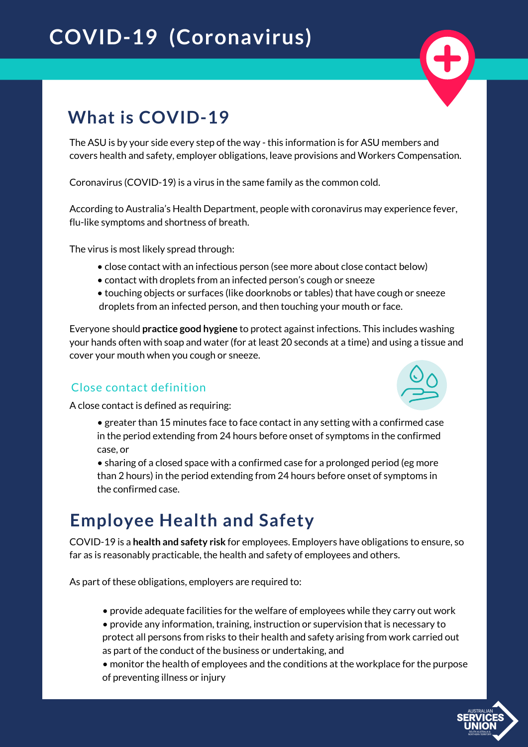# COVID-19 (Coronavirus)

## What is COVID-19

The ASU is by your side every step of the way - this information is for ASU members and covers health and safety, employer obligations, leave provisions and Workers Compensation.

Coronavirus (COVID-19) is a virus in the same family as the common cold.

According to Australia's Health Department, people with coronavirus may experience fever, flu-like symptoms and shortness of breath.

The virus is most likely spread through:

- close contact with an infectious person (see more about close contact below)
- contact with droplets from an infected person's cough or sneeze
- touching objects or surfaces (like doorknobs or tables) that have cough or sneeze droplets from an infected person, and then touching your mouth or face.

Everyone should **practice good hygiene** to protect against infections. This includes washing your hands often with soap and water (for at least 20 seconds at a time) and using a tissue and cover your mouth when you cough or sneeze.

### Close contact definition

A close contact is defined as requiring:

- greater than 15 minutes face to face contact in any setting with a confirmed case in the period extending from 24 hours before onset of symptoms in the confirmed case, or
- sharing of a closed space with a confirmed case for a prolonged period (eg more than 2 hours) in the period extending from 24 hours before onset of symptoms in the confirmed case.

## Employee Health and Safety

COVID-19 is a **health and safety risk** for employees. Employers have obligations to ensure, so far as is reasonably practicable, the health and safety of employees and others.

As part of these obligations, employers are required to:

- provide adequate facilities for the welfare of employees while they carry out work
- provide any information, training, instruction or supervision that is necessary to protect all persons from risks to their health and safety arising from work carried out as part of the conduct of the business or undertaking, and
- monitor the health of employees and the conditions at the workplace for the purpose of preventing illness or injury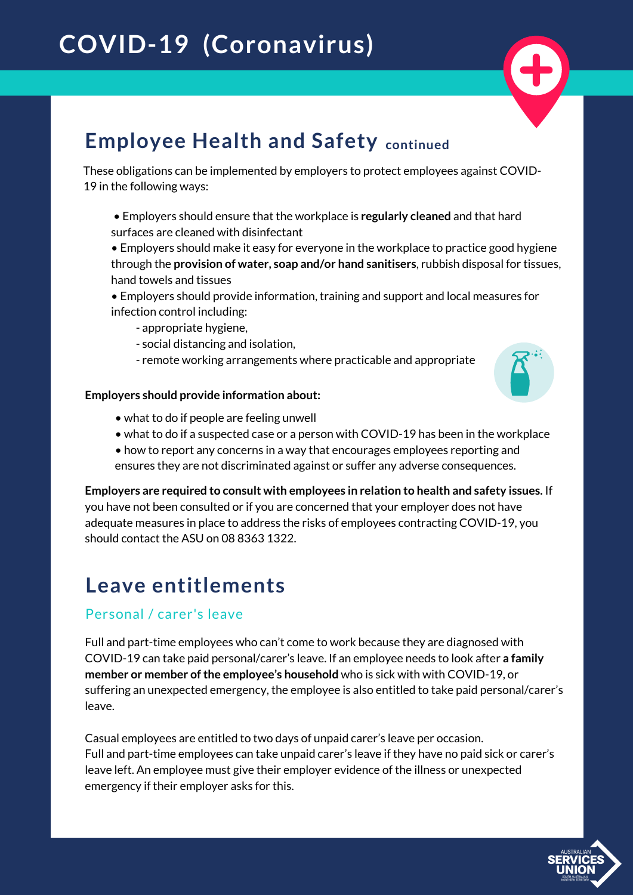# COVID-19 (Coronavirus)

## Employee Health and Safety continued

These obligations can be implemented by employers to protect employees against COVID-19 in the following ways:

- Employers should ensure that the workplace is **regularly cleaned** and that hard surfaces are cleaned with disinfectant
- Employers should make it easy for everyone in the workplace to practice good hygiene through the **provision of water, soap and/or hand sanitisers**, rubbish disposal for tissues, hand towels and tissues
- Employers should provide information, training and support and local measures for infection control including:
  - appropriate hygiene,
  - social distancing and isolation,
  - remote working arrangements where practicable and appropriate

**Employers should provide information about:**

- what to do if people are feeling unwell
- what to do if a suspected case or a person with COVID-19 has been in the workplace
- how to report any concerns in a way that encourages employees reporting and ensures they are not discriminated against or suffer any adverse consequences.

**Employers are required to consult with employees in relation to health and safety issues.** If you have not been consulted or if you are concerned that your employer does not have adequate measures in place to address the risks of employees contracting COVID-19, you should contact the ASU on 08 8363 1322.

## Leave entitlements

### Personal / carer's leave

Full and part-time employees who can't come to work because they are diagnosed with COVID-19 can take paid personal/carer's leave. If an employee needs to look after **a family member or member of the employee's household** who is sick with with COVID-19, or suffering an unexpected emergency, the employee is also entitled to take paid personal/carer's leave.

Casual employees are entitled to two days of unpaid carer's leave per occasion.
Full and part-time employees can take unpaid carer's leave if they have no paid sick or carer's leave left. An employee must give their employer evidence of the illness or unexpected emergency if their employer asks for this.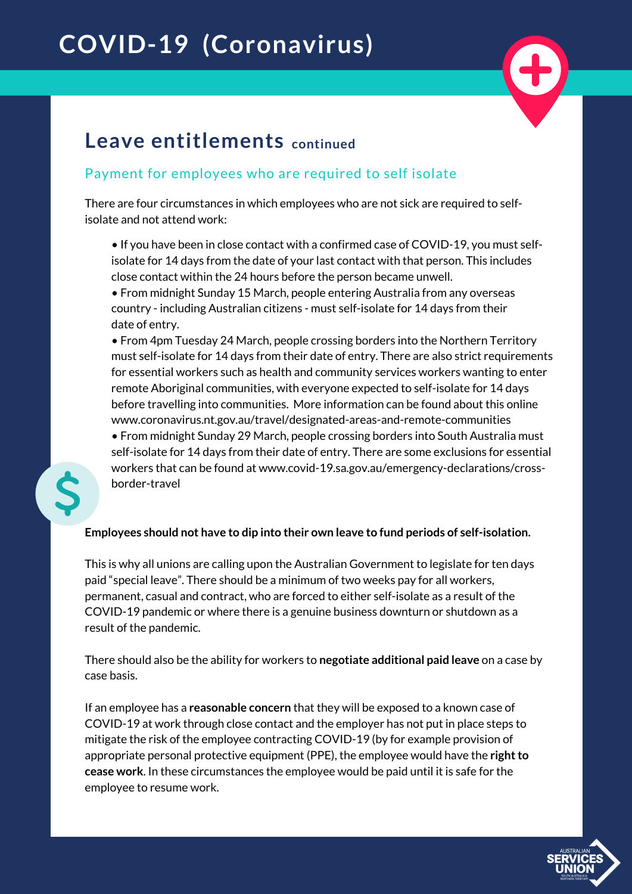# COVID-19 (Coronavirus)

## Leave entitlements continued

### Payment for employees who are required to self isolate

There are four circumstances in which employees who are not sick are required to self-isolate and not attend work:

- If you have been in close contact with a confirmed case of COVID-19, you must self-isolate for 14 days from the date of your last contact with that person. This includes close contact within the 24 hours before the person became unwell.
- From midnight Sunday 15 March, people entering Australia from any overseas country - including Australian citizens - must self-isolate for 14 days from their date of entry.
- From 4pm Tuesday 24 March, people crossing borders into the Northern Territory must self-isolate for 14 days from their date of entry. There are also strict requirements for essential workers such as health and community services workers wanting to enter remote Aboriginal communities, with everyone expected to self-isolate for 14 days before travelling into communities. More information can be found about this online www.coronavirus.nt.gov.au/travel/designated-areas-and-remote-communities
- From midnight Sunday 29 March, people crossing borders into South Australia must self-isolate for 14 days from their date of entry. There are some exclusions for essential workers that can be found at www.covid-19.sa.gov.au/emergency-declarations/cross-border-travel

**Employees should not have to dip into their own leave to fund periods of self-isolation.**

This is why all unions are calling upon the Australian Government to legislate for ten days paid "special leave". There should be a minimum of two weeks pay for all workers, permanent, casual and contract, who are forced to either self-isolate as a result of the COVID-19 pandemic or where there is a genuine business downturn or shutdown as a result of the pandemic.

There should also be the ability for workers to **negotiate additional paid leave** on a case by case basis.

If an employee has a **reasonable concern** that they will be exposed to a known case of COVID-19 at work through close contact and the employer has not put in place steps to mitigate the risk of the employee contracting COVID-19 (by for example provision of appropriate personal protective equipment (PPE), the employee would have the **right to cease work**. In these circumstances the employee would be paid until it is safe for the employee to resume work.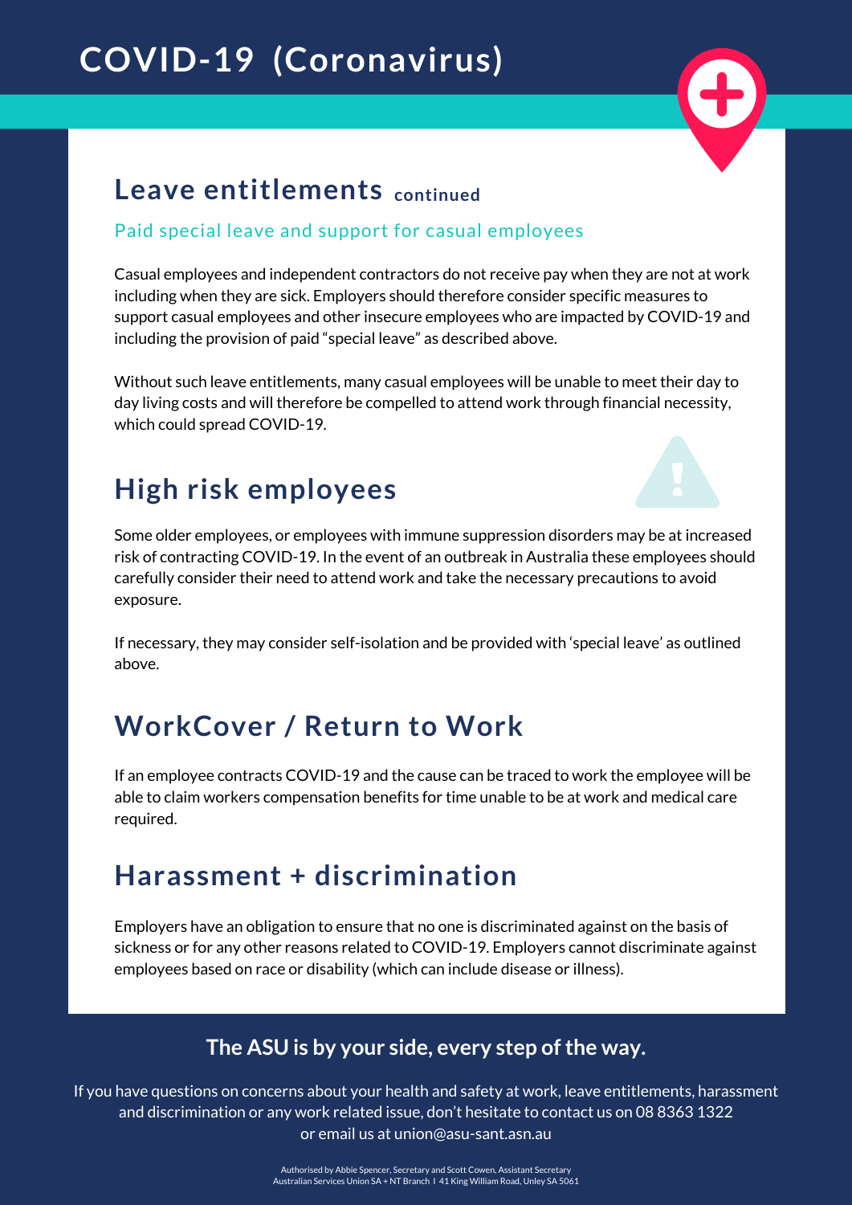# COVID-19 (Coronavirus)

## Leave entitlements continued

### Paid special leave and support for casual employees

Casual employees and independent contractors do not receive pay when they are not at work including when they are sick. Employers should therefore consider specific measures to support casual employees and other insecure employees who are impacted by COVID-19 and including the provision of paid "special leave" as described above.

Without such leave entitlements, many casual employees will be unable to meet their day to day living costs and will therefore be compelled to attend work through financial necessity, which could spread COVID-19.

## High risk employees

Some older employees, or employees with immune suppression disorders may be at increased risk of contracting COVID-19. In the event of an outbreak in Australia these employees should carefully consider their need to attend work and take the necessary precautions to avoid exposure.

If necessary, they may consider self-isolation and be provided with 'special leave' as outlined above.

## WorkCover / Return to Work

If an employee contracts COVID-19 and the cause can be traced to work the employee will be able to claim workers compensation benefits for time unable to be at work and medical care required.

## Harassment + discrimination

Employers have an obligation to ensure that no one is discriminated against on the basis of sickness or for any other reasons related to COVID-19. Employers cannot discriminate against employees based on race or disability (which can include disease or illness).

**The ASU is by your side, every step of the way.**

If you have questions on concerns about your health and safety at work, leave entitlements, harassment and discrimination or any work related issue, don't hesitate to contact us on 08 8363 1322 or email us at union@asu-sant.asn.au

Authorised by Abbie Spencer, Secretary and Scott Cowen, Assistant Secretary
Australian Services Union SA + NT Branch | 41 King William Road, Unley SA 5061